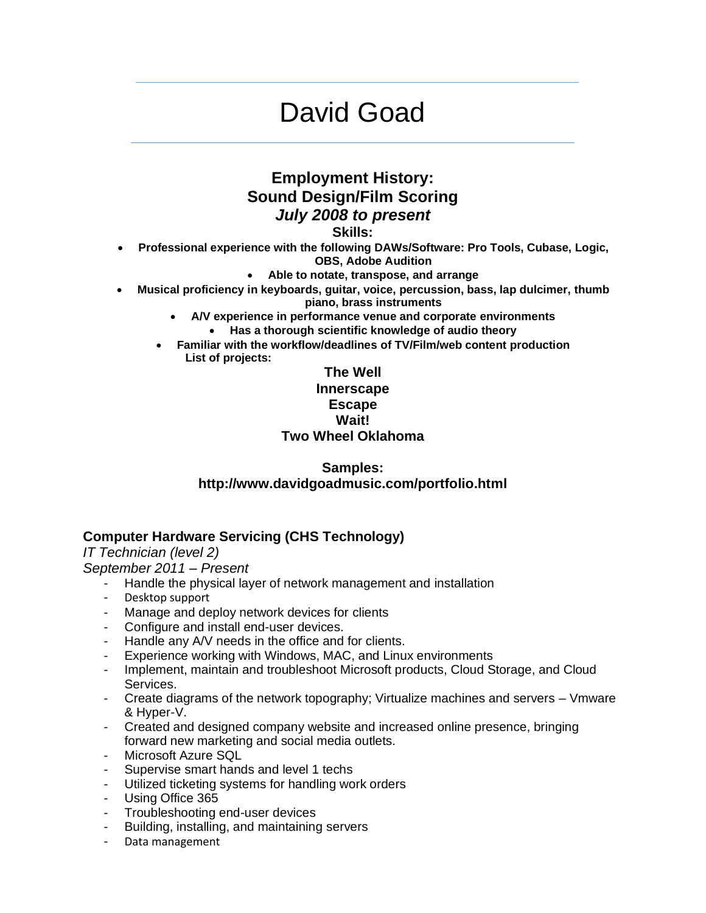# David Goad

## Employment History:
## Sound Design/Film Scoring
### *July 2008 to present*

**Skills:**

- **Professional experience with the following DAWs/Software: Pro Tools, Cubase, Logic, OBS, Adobe Audition**
- **Able to notate, transpose, and arrange**
- **Musical proficiency in keyboards, guitar, voice, percussion, bass, lap dulcimer, thumb piano, brass instruments**
- **A/V experience in performance venue and corporate environments**
- **Has a thorough scientific knowledge of audio theory**
- **Familiar with the workflow/deadlines of TV/Film/web content production**

**List of projects:**

**The Well**
**Innerscape**
**Escape**
**Wait!**
**Two Wheel Oklahoma**

**Samples:**
**http://www.davidgoadmusic.com/portfolio.html**

### Computer Hardware Servicing (CHS Technology)

*IT Technician (level 2)*
*September 2011 – Present*

- Handle the physical layer of network management and installation
- Desktop support
- Manage and deploy network devices for clients
- Configure and install end-user devices.
- Handle any A/V needs in the office and for clients.
- Experience working with Windows, MAC, and Linux environments
- Implement, maintain and troubleshoot Microsoft products, Cloud Storage, and Cloud Services.
- Create diagrams of the network topography; Virtualize machines and servers – Vmware & Hyper-V.
- Created and designed company website and increased online presence, bringing forward new marketing and social media outlets.
- Microsoft Azure SQL
- Supervise smart hands and level 1 techs
- Utilized ticketing systems for handling work orders
- Using Office 365
- Troubleshooting end-user devices
- Building, installing, and maintaining servers
- Data management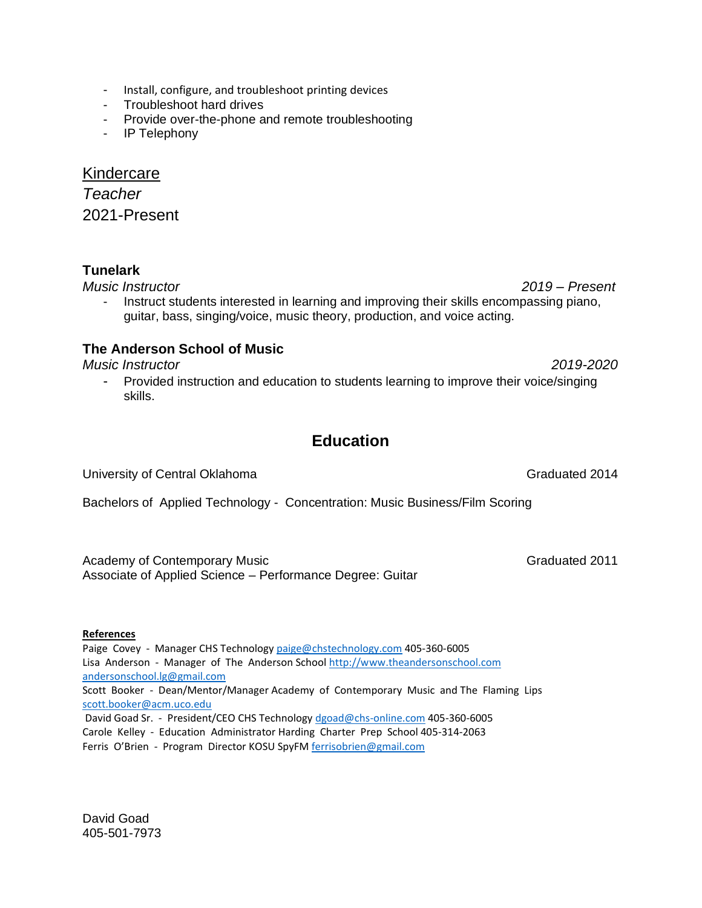- Install, configure, and troubleshoot printing devices
- Troubleshoot hard drives
- Provide over-the-phone and remote troubleshooting
- IP Telephony

Kindercare

*Teacher*

2021-Present

**Tunelark**

*Music Instructor* *2019 – Present*

- Instruct students interested in learning and improving their skills encompassing piano, guitar, bass, singing/voice, music theory, production, and voice acting.

**The Anderson School of Music**

*Music Instructor* *2019-2020*

- Provided instruction and education to students learning to improve their voice/singing skills.

## Education

University of Central Oklahoma Graduated 2014

Bachelors of Applied Technology - Concentration: Music Business/Film Scoring

Academy of Contemporary Music Graduated 2011

Associate of Applied Science – Performance Degree: Guitar

**References**

Paige Covey - Manager CHS Technology paige@chstechnology.com 405-360-6005

Lisa Anderson - Manager of The Anderson School http://www.theandersonschool.com andersonschool.lg@gmail.com

Scott Booker - Dean/Mentor/Manager Academy of Contemporary Music and The Flaming Lips scott.booker@acm.uco.edu

David Goad Sr. - President/CEO CHS Technology dgoad@chs-online.com 405-360-6005

Carole Kelley - Education Administrator Harding Charter Prep School 405-314-2063

Ferris O'Brien - Program Director KOSU SpyFM ferrisobrien@gmail.com

David Goad

405-501-7973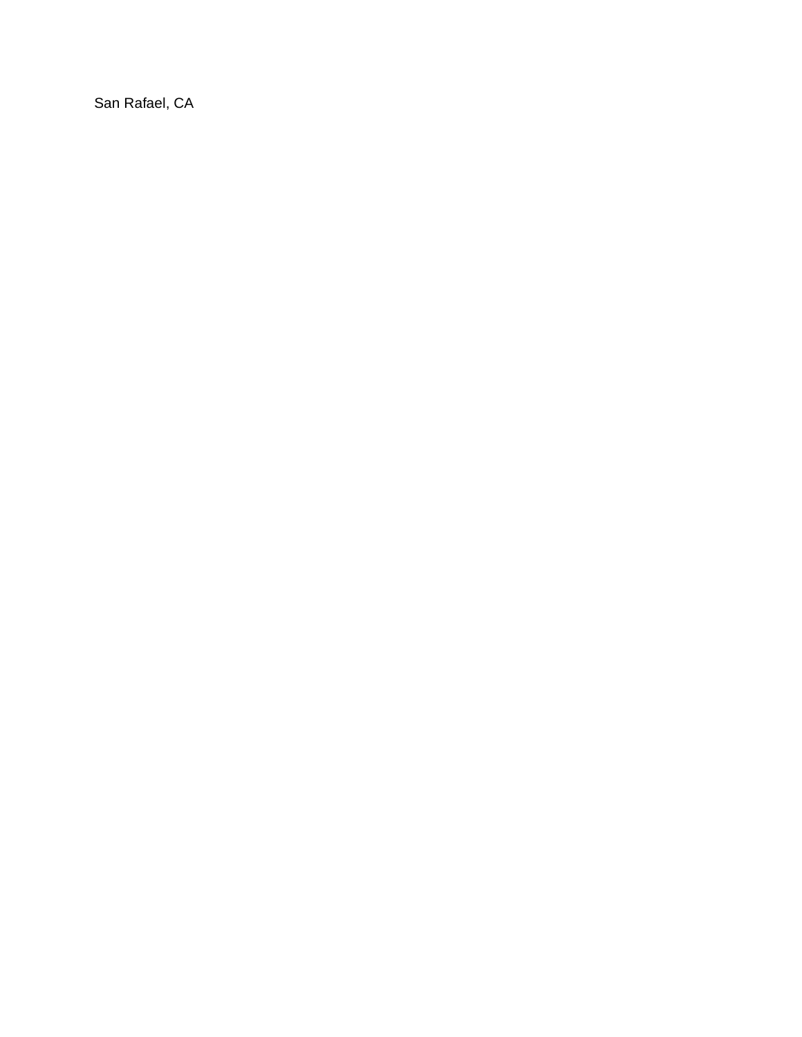San Rafael, CA